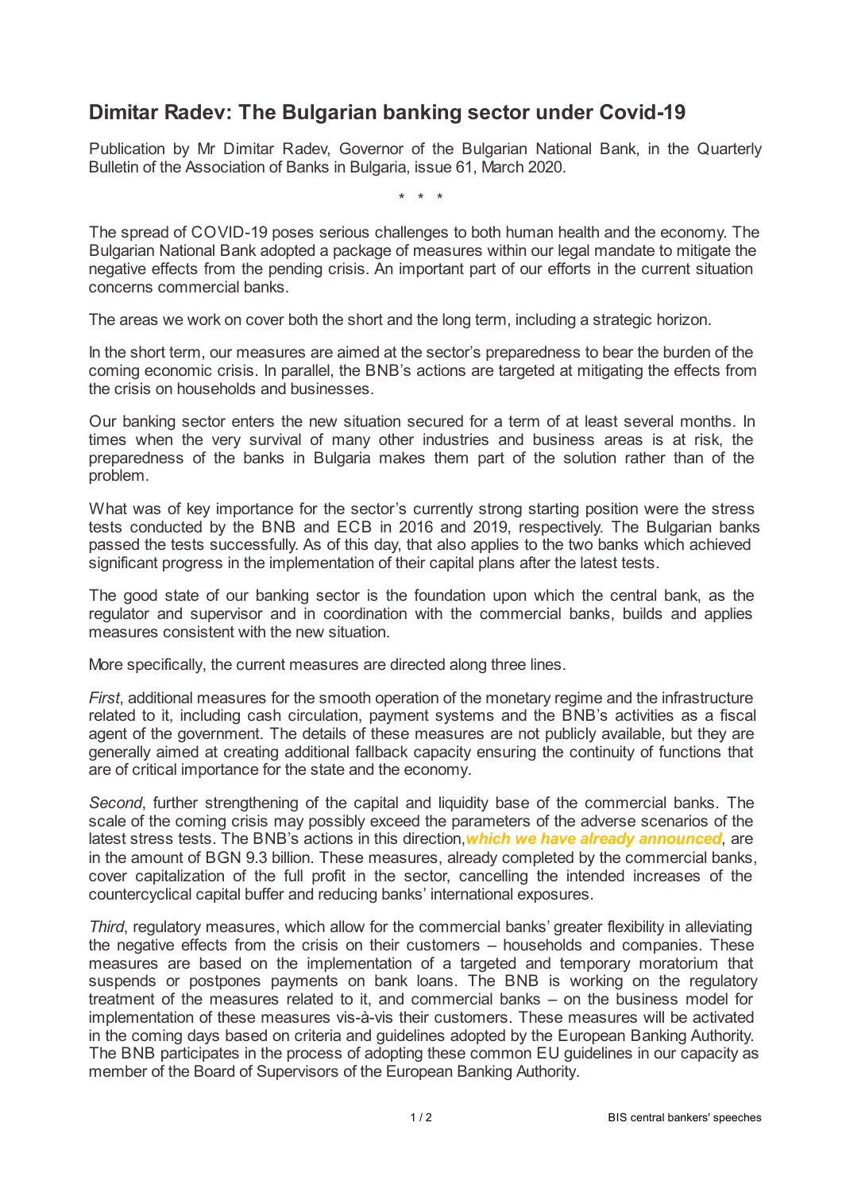# Dimitar Radev: The Bulgarian banking sector under Covid-19

Publication by Mr Dimitar Radev, Governor of the Bulgarian National Bank, in the Quarterly Bulletin of the Association of Banks in Bulgaria, issue 61, March 2020.

\* \* \*

The spread of COVID-19 poses serious challenges to both human health and the economy. The Bulgarian National Bank adopted a package of measures within our legal mandate to mitigate the negative effects from the pending crisis. An important part of our efforts in the current situation concerns commercial banks.

The areas we work on cover both the short and the long term, including a strategic horizon.

In the short term, our measures are aimed at the sector's preparedness to bear the burden of the coming economic crisis. In parallel, the BNB's actions are targeted at mitigating the effects from the crisis on households and businesses.

Our banking sector enters the new situation secured for a term of at least several months. In times when the very survival of many other industries and business areas is at risk, the preparedness of the banks in Bulgaria makes them part of the solution rather than of the problem.

What was of key importance for the sector's currently strong starting position were the stress tests conducted by the BNB and ECB in 2016 and 2019, respectively. The Bulgarian banks passed the tests successfully. As of this day, that also applies to the two banks which achieved significant progress in the implementation of their capital plans after the latest tests.

The good state of our banking sector is the foundation upon which the central bank, as the regulator and supervisor and in coordination with the commercial banks, builds and applies measures consistent with the new situation.

More specifically, the current measures are directed along three lines.

*First*, additional measures for the smooth operation of the monetary regime and the infrastructure related to it, including cash circulation, payment systems and the BNB's activities as a fiscal agent of the government. The details of these measures are not publicly available, but they are generally aimed at creating additional fallback capacity ensuring the continuity of functions that are of critical importance for the state and the economy.

*Second*, further strengthening of the capital and liquidity base of the commercial banks. The scale of the coming crisis may possibly exceed the parameters of the adverse scenarios of the latest stress tests. The BNB's actions in this direction, ***which we have already announced***, are in the amount of BGN 9.3 billion. These measures, already completed by the commercial banks, cover capitalization of the full profit in the sector, cancelling the intended increases of the countercyclical capital buffer and reducing banks' international exposures.

*Third*, regulatory measures, which allow for the commercial banks' greater flexibility in alleviating the negative effects from the crisis on their customers – households and companies. These measures are based on the implementation of a targeted and temporary moratorium that suspends or postpones payments on bank loans. The BNB is working on the regulatory treatment of the measures related to it, and commercial banks – on the business model for implementation of these measures vis-à-vis their customers. These measures will be activated in the coming days based on criteria and guidelines adopted by the European Banking Authority. The BNB participates in the process of adopting these common EU guidelines in our capacity as member of the Board of Supervisors of the European Banking Authority.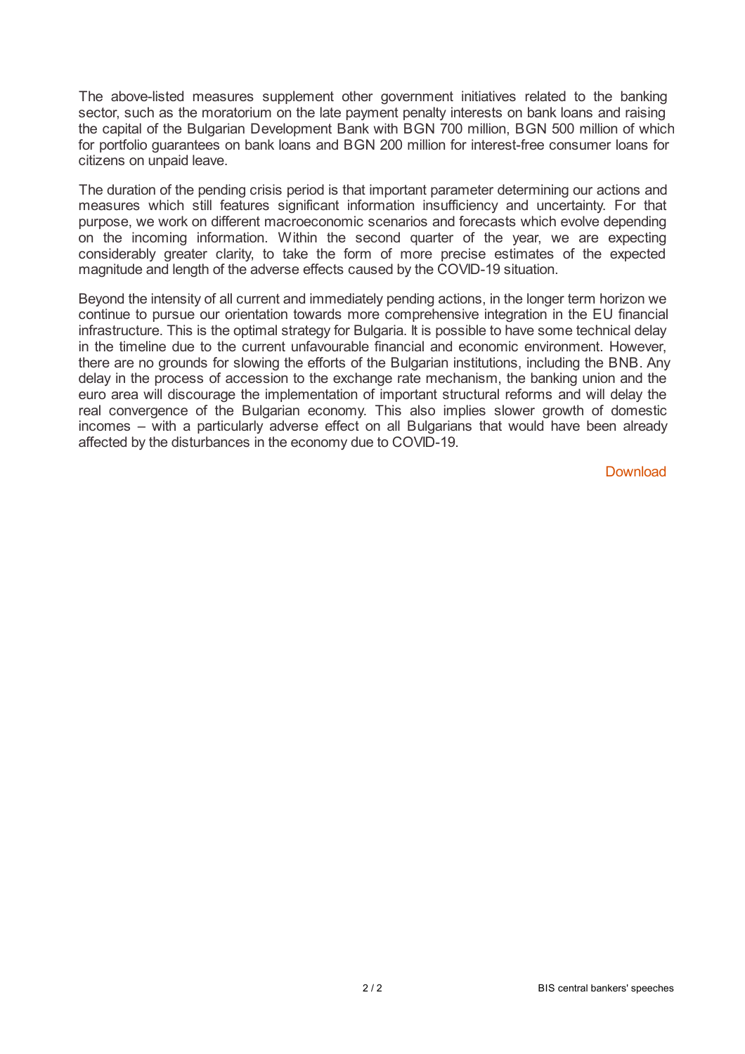The above-listed measures supplement other government initiatives related to the banking sector, such as the moratorium on the late payment penalty interests on bank loans and raising the capital of the Bulgarian Development Bank with BGN 700 million, BGN 500 million of which for portfolio guarantees on bank loans and BGN 200 million for interest-free consumer loans for citizens on unpaid leave.

The duration of the pending crisis period is that important parameter determining our actions and measures which still features significant information insufficiency and uncertainty. For that purpose, we work on different macroeconomic scenarios and forecasts which evolve depending on the incoming information. Within the second quarter of the year, we are expecting considerably greater clarity, to take the form of more precise estimates of the expected magnitude and length of the adverse effects caused by the COVID-19 situation.

Beyond the intensity of all current and immediately pending actions, in the longer term horizon we continue to pursue our orientation towards more comprehensive integration in the EU financial infrastructure. This is the optimal strategy for Bulgaria. It is possible to have some technical delay in the timeline due to the current unfavourable financial and economic environment. However, there are no grounds for slowing the efforts of the Bulgarian institutions, including the BNB. Any delay in the process of accession to the exchange rate mechanism, the banking union and the euro area will discourage the implementation of important structural reforms and will delay the real convergence of the Bulgarian economy. This also implies slower growth of domestic incomes – with a particularly adverse effect on all Bulgarians that would have been already affected by the disturbances in the economy due to COVID-19.

Download